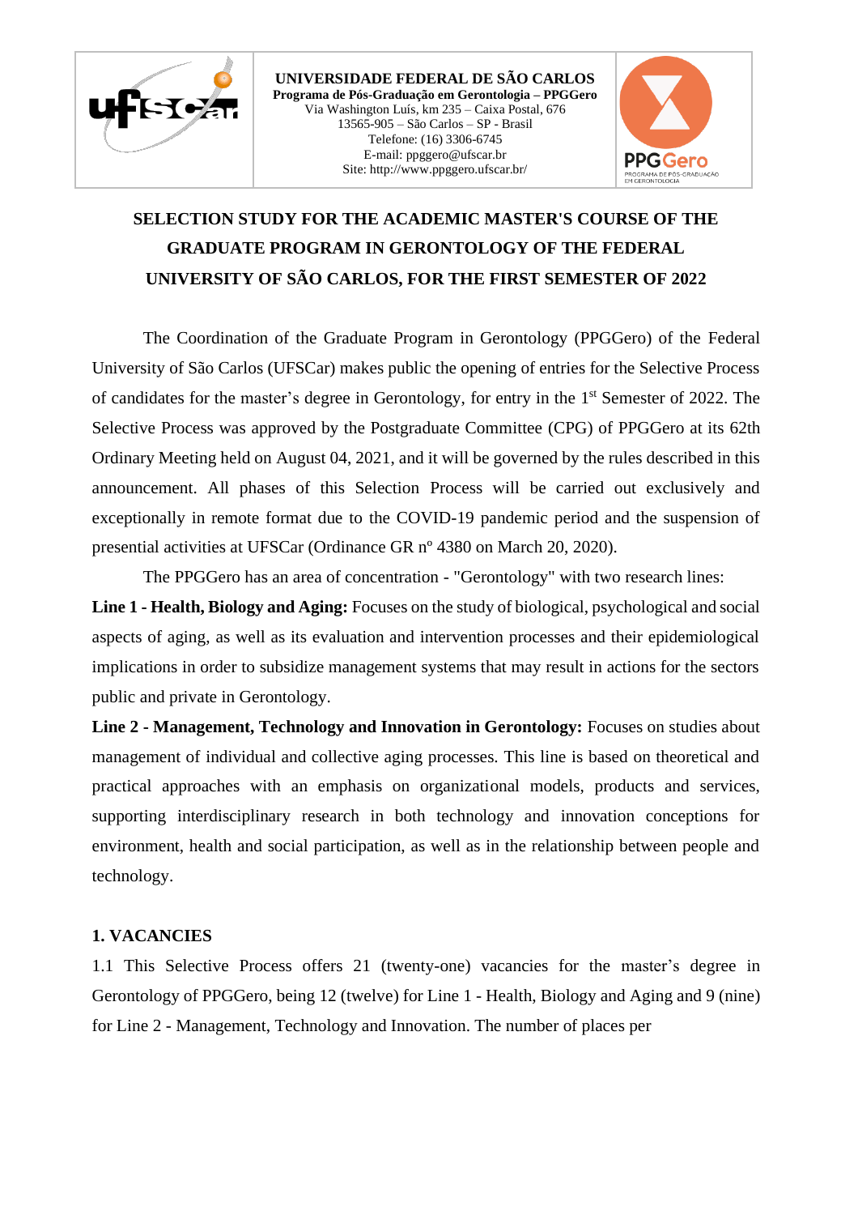UNIVERSIDADE FEDERAL DE SÃO CARLOS
**Programa de Pós-Graduação em Gerontologia – PPGGero**
Via Washington Luís, km 235 – Caixa Postal, 676
13565-905 – São Carlos – SP - Brasil
Telefone: (16) 3306-6745
E-mail: ppggero@ufscar.br
Site: http://www.ppggero.ufscar.br/

# SELECTION STUDY FOR THE ACADEMIC MASTER'S COURSE OF THE GRADUATE PROGRAM IN GERONTOLOGY OF THE FEDERAL UNIVERSITY OF SÃO CARLOS, FOR THE FIRST SEMESTER OF 2022

The Coordination of the Graduate Program in Gerontology (PPGGero) of the Federal University of São Carlos (UFSCar) makes public the opening of entries for the Selective Process of candidates for the master's degree in Gerontology, for entry in the 1st Semester of 2022. The Selective Process was approved by the Postgraduate Committee (CPG) of PPGGero at its 62th Ordinary Meeting held on August 04, 2021, and it will be governed by the rules described in this announcement. All phases of this Selection Process will be carried out exclusively and exceptionally in remote format due to the COVID-19 pandemic period and the suspension of presential activities at UFSCar (Ordinance GR nº 4380 on March 20, 2020).

The PPGGero has an area of concentration - "Gerontology" with two research lines:

**Line 1 - Health, Biology and Aging:** Focuses on the study of biological, psychological and social aspects of aging, as well as its evaluation and intervention processes and their epidemiological implications in order to subsidize management systems that may result in actions for the sectors public and private in Gerontology.

**Line 2 - Management, Technology and Innovation in Gerontology:** Focuses on studies about management of individual and collective aging processes. This line is based on theoretical and practical approaches with an emphasis on organizational models, products and services, supporting interdisciplinary research in both technology and innovation conceptions for environment, health and social participation, as well as in the relationship between people and technology.

## 1. VACANCIES

1.1 This Selective Process offers 21 (twenty-one) vacancies for the master's degree in Gerontology of PPGGero, being 12 (twelve) for Line 1 - Health, Biology and Aging and 9 (nine) for Line 2 - Management, Technology and Innovation. The number of places per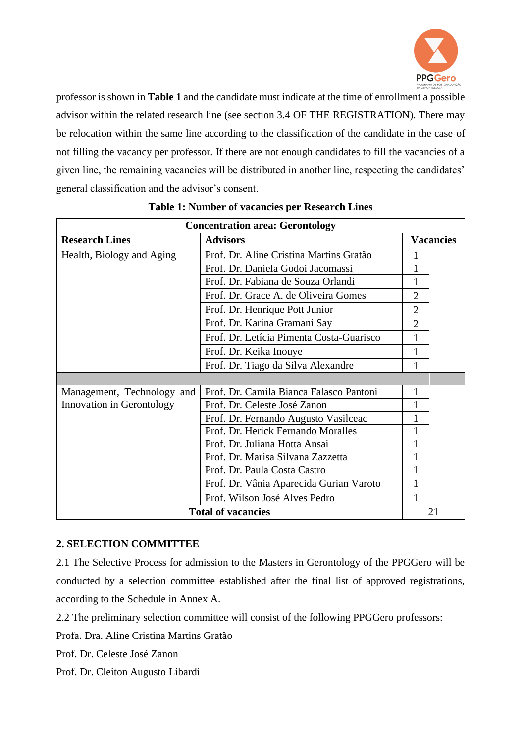professor is shown in **Table 1** and the candidate must indicate at the time of enrollment a possible advisor within the related research line (see section 3.4 OF THE REGISTRATION). There may be relocation within the same line according to the classification of the candidate in the case of not filling the vacancy per professor. If there are not enough candidates to fill the vacancies of a given line, the remaining vacancies will be distributed in another line, respecting the candidates' general classification and the advisor's consent.

**Table 1: Number of vacancies per Research Lines**

| **Concentration area: Gerontology** | | |
|---|---|---|
| **Research Lines** | **Advisors** | **Vacancies** |
| Health, Biology and Aging | Prof. Dr. Aline Cristina Martins Gratão | 1 |
| | Prof. Dr. Daniela Godoi Jacomassi | 1 |
| | Prof. Dr. Fabiana de Souza Orlandi | 1 |
| | Prof. Dr. Grace A. de Oliveira Gomes | 2 |
| | Prof. Dr. Henrique Pott Junior | 2 |
| | Prof. Dr. Karina Gramani Say | 2 |
| | Prof. Dr. Letícia Pimenta Costa-Guarisco | 1 |
| | Prof. Dr. Keika Inouye | 1 |
| | Prof. Dr. Tiago da Silva Alexandre | 1 |
| | | |
| Management, Technology and Innovation in Gerontology | Prof. Dr. Camila Bianca Falasco Pantoni | 1 |
| | Prof. Dr. Celeste José Zanon | 1 |
| | Prof. Dr. Fernando Augusto Vasilceac | 1 |
| | Prof. Dr. Herick Fernando Moralles | 1 |
| | Prof. Dr. Juliana Hotta Ansai | 1 |
| | Prof. Dr. Marisa Silvana Zazzetta | 1 |
| | Prof. Dr. Paula Costa Castro | 1 |
| | Prof. Dr. Vânia Aparecida Gurian Varoto | 1 |
| | Prof. Wilson José Alves Pedro | 1 |
| **Total of vacancies** | | 21 |

## 2. SELECTION COMMITTEE

2.1 The Selective Process for admission to the Masters in Gerontology of the PPGGero will be conducted by a selection committee established after the final list of approved registrations, according to the Schedule in Annex A.

2.2 The preliminary selection committee will consist of the following PPGGero professors:

Profa. Dra. Aline Cristina Martins Gratão

Prof. Dr. Celeste José Zanon

Prof. Dr. Cleiton Augusto Libardi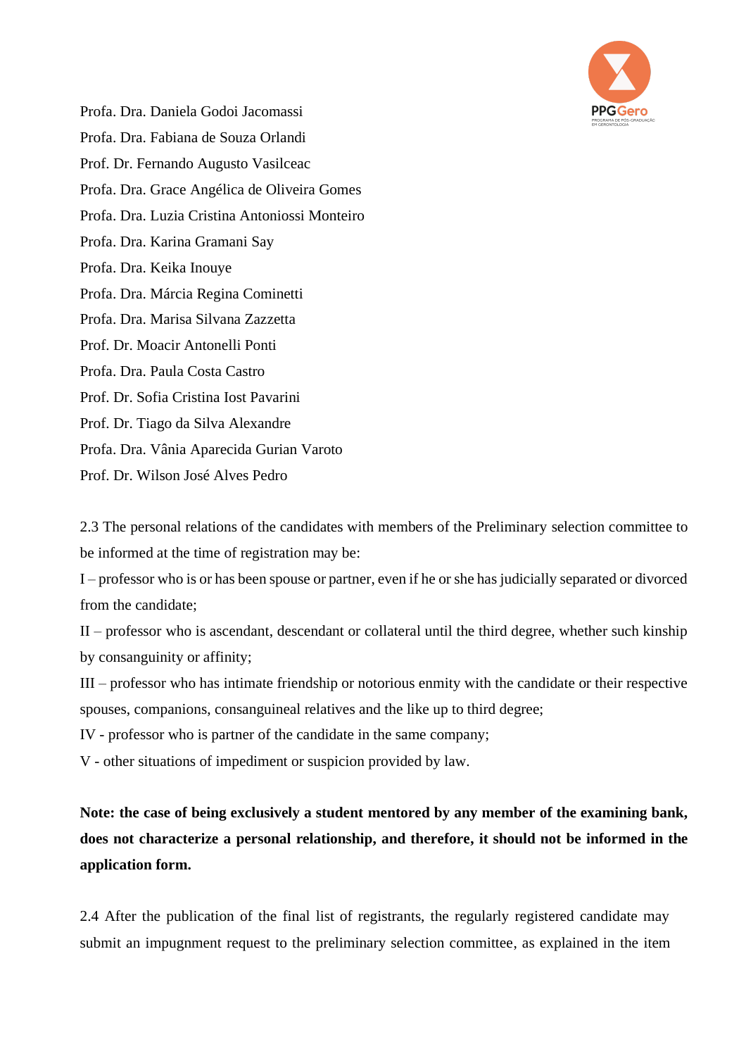Profa. Dra. Daniela Godoi Jacomassi

Profa. Dra. Fabiana de Souza Orlandi

Prof. Dr. Fernando Augusto Vasilceac

Profa. Dra. Grace Angélica de Oliveira Gomes

Profa. Dra. Luzia Cristina Antoniossi Monteiro

Profa. Dra. Karina Gramani Say

Profa. Dra. Keika Inouye

Profa. Dra. Márcia Regina Cominetti

Profa. Dra. Marisa Silvana Zazzetta

Prof. Dr. Moacir Antonelli Ponti

Profa. Dra. Paula Costa Castro

Prof. Dr. Sofia Cristina Iost Pavarini

Prof. Dr. Tiago da Silva Alexandre

Profa. Dra. Vânia Aparecida Gurian Varoto

Prof. Dr. Wilson José Alves Pedro

2.3 The personal relations of the candidates with members of the Preliminary selection committee to be informed at the time of registration may be:

I – professor who is or has been spouse or partner, even if he or she has judicially separated or divorced from the candidate;

II – professor who is ascendant, descendant or collateral until the third degree, whether such kinship by consanguinity or affinity;

III – professor who has intimate friendship or notorious enmity with the candidate or their respective spouses, companions, consanguineal relatives and the like up to third degree;

IV - professor who is partner of the candidate in the same company;

V - other situations of impediment or suspicion provided by law.

**Note: the case of being exclusively a student mentored by any member of the examining bank, does not characterize a personal relationship, and therefore, it should not be informed in the application form.**

2.4 After the publication of the final list of registrants, the regularly registered candidate may submit an impugnment request to the preliminary selection committee, as explained in the item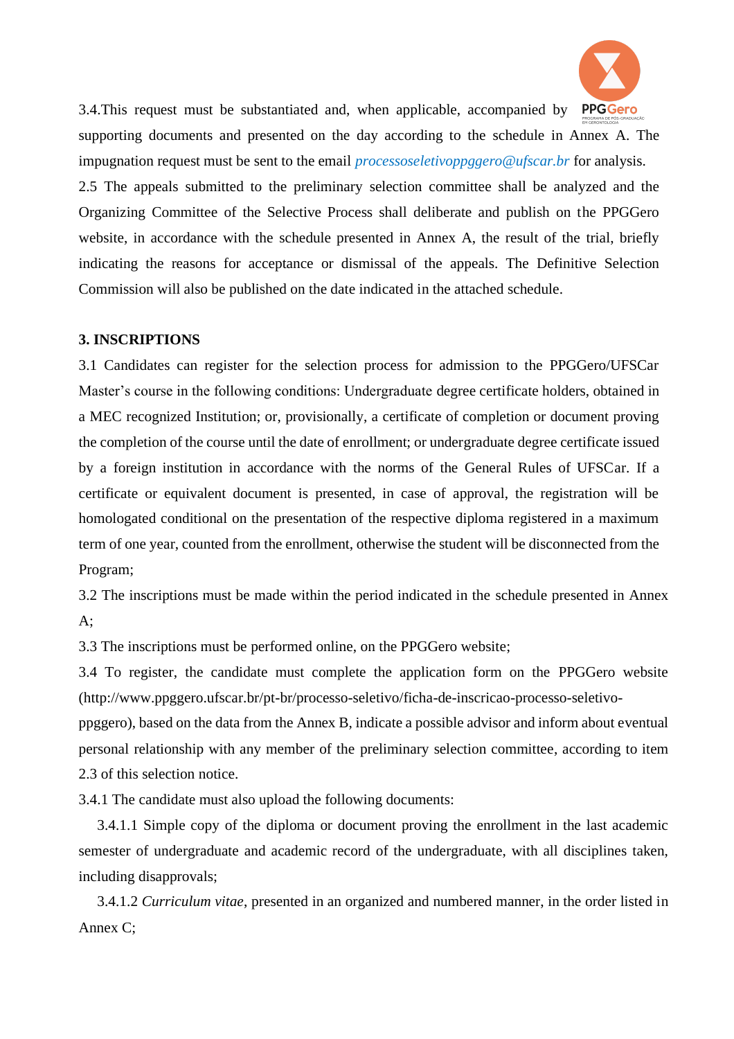3.4.This request must be substantiated and, when applicable, accompanied by supporting documents and presented on the day according to the schedule in Annex A. The impugnation request must be sent to the email *processoseletivoppggero@ufscar.br* for analysis.

2.5 The appeals submitted to the preliminary selection committee shall be analyzed and the Organizing Committee of the Selective Process shall deliberate and publish on the PPGGero website, in accordance with the schedule presented in Annex A, the result of the trial, briefly indicating the reasons for acceptance or dismissal of the appeals. The Definitive Selection Commission will also be published on the date indicated in the attached schedule.

**3. INSCRIPTIONS**

3.1 Candidates can register for the selection process for admission to the PPGGero/UFSCar Master's course in the following conditions: Undergraduate degree certificate holders, obtained in a MEC recognized Institution; or, provisionally, a certificate of completion or document proving the completion of the course until the date of enrollment; or undergraduate degree certificate issued by a foreign institution in accordance with the norms of the General Rules of UFSCar. If a certificate or equivalent document is presented, in case of approval, the registration will be homologated conditional on the presentation of the respective diploma registered in a maximum term of one year, counted from the enrollment, otherwise the student will be disconnected from the Program;

3.2 The inscriptions must be made within the period indicated in the schedule presented in Annex A;

3.3 The inscriptions must be performed online, on the PPGGero website;

3.4 To register, the candidate must complete the application form on the PPGGero website (http://www.ppggero.ufscar.br/pt-br/processo-seletivo/ficha-de-inscricao-processo-seletivo-ppggero), based on the data from the Annex B, indicate a possible advisor and inform about eventual personal relationship with any member of the preliminary selection committee, according to item 2.3 of this selection notice.

3.4.1 The candidate must also upload the following documents:

3.4.1.1 Simple copy of the diploma or document proving the enrollment in the last academic semester of undergraduate and academic record of the undergraduate, with all disciplines taken, including disapprovals;

3.4.1.2 *Curriculum vitae*, presented in an organized and numbered manner, in the order listed in Annex C;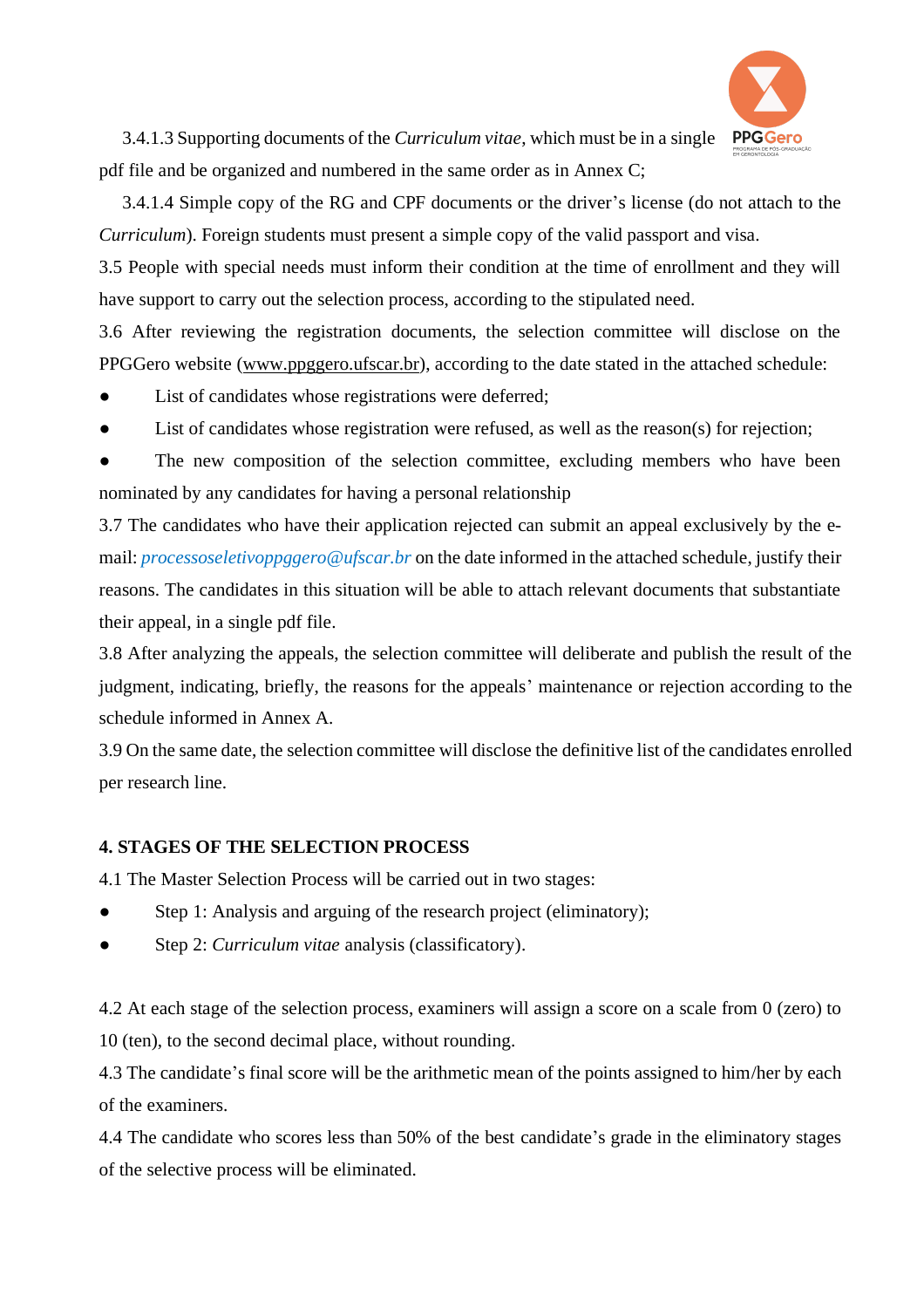3.4.1.3 Supporting documents of the *Curriculum vitae*, which must be in a single pdf file and be organized and numbered in the same order as in Annex C;

3.4.1.4 Simple copy of the RG and CPF documents or the driver's license (do not attach to the *Curriculum*). Foreign students must present a simple copy of the valid passport and visa.

3.5 People with special needs must inform their condition at the time of enrollment and they will have support to carry out the selection process, according to the stipulated need.

3.6 After reviewing the registration documents, the selection committee will disclose on the PPGGero website (www.ppggero.ufscar.br), according to the date stated in the attached schedule:

- List of candidates whose registrations were deferred;
- List of candidates whose registration were refused, as well as the reason(s) for rejection;
- The new composition of the selection committee, excluding members who have been nominated by any candidates for having a personal relationship

3.7 The candidates who have their application rejected can submit an appeal exclusively by the e-mail: *processoseletivoppggero@ufscar.br* on the date informed in the attached schedule, justify their reasons. The candidates in this situation will be able to attach relevant documents that substantiate their appeal, in a single pdf file.

3.8 After analyzing the appeals, the selection committee will deliberate and publish the result of the judgment, indicating, briefly, the reasons for the appeals' maintenance or rejection according to the schedule informed in Annex A.

3.9 On the same date, the selection committee will disclose the definitive list of the candidates enrolled per research line.

**4. STAGES OF THE SELECTION PROCESS**

4.1 The Master Selection Process will be carried out in two stages:

- Step 1: Analysis and arguing of the research project (eliminatory);
- Step 2: *Curriculum vitae* analysis (classificatory).

4.2 At each stage of the selection process, examiners will assign a score on a scale from 0 (zero) to 10 (ten), to the second decimal place, without rounding.

4.3 The candidate's final score will be the arithmetic mean of the points assigned to him/her by each of the examiners.

4.4 The candidate who scores less than 50% of the best candidate's grade in the eliminatory stages of the selective process will be eliminated.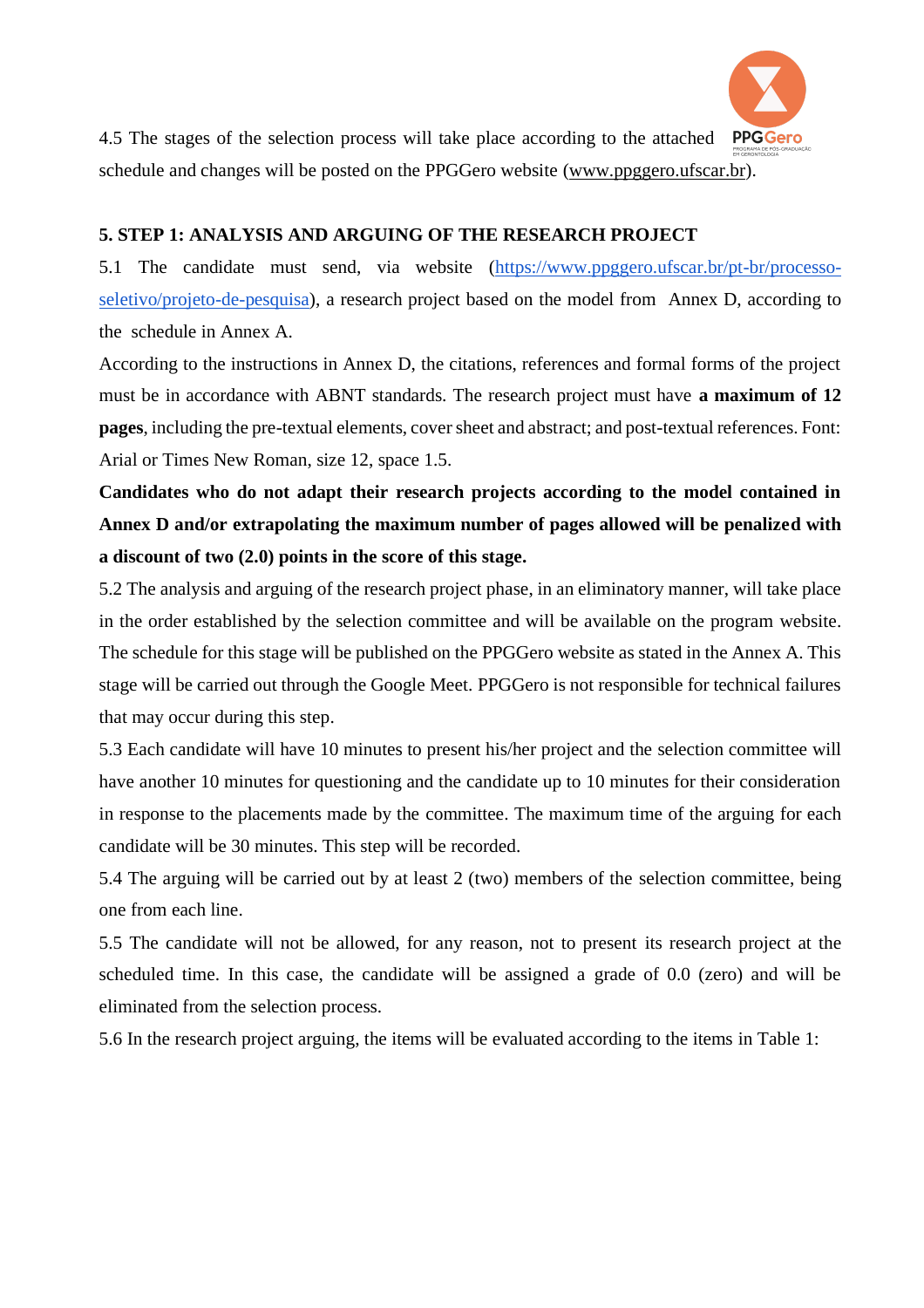4.5 The stages of the selection process will take place according to the attached schedule and changes will be posted on the PPGGero website (www.ppggero.ufscar.br).

## 5. STEP 1: ANALYSIS AND ARGUING OF THE RESEARCH PROJECT

5.1 The candidate must send, via website (https://www.ppggero.ufscar.br/pt-br/processo-seletivo/projeto-de-pesquisa), a research project based on the model from Annex D, according to the schedule in Annex A.

According to the instructions in Annex D, the citations, references and formal forms of the project must be in accordance with ABNT standards. The research project must have **a maximum of 12 pages**, including the pre-textual elements, cover sheet and abstract; and post-textual references. Font: Arial or Times New Roman, size 12, space 1.5.

**Candidates who do not adapt their research projects according to the model contained in Annex D and/or extrapolating the maximum number of pages allowed will be penalized with a discount of two (2.0) points in the score of this stage.**

5.2 The analysis and arguing of the research project phase, in an eliminatory manner, will take place in the order established by the selection committee and will be available on the program website. The schedule for this stage will be published on the PPGGero website as stated in the Annex A. This stage will be carried out through the Google Meet. PPGGero is not responsible for technical failures that may occur during this step.

5.3 Each candidate will have 10 minutes to present his/her project and the selection committee will have another 10 minutes for questioning and the candidate up to 10 minutes for their consideration in response to the placements made by the committee. The maximum time of the arguing for each candidate will be 30 minutes. This step will be recorded.

5.4 The arguing will be carried out by at least 2 (two) members of the selection committee, being one from each line.

5.5 The candidate will not be allowed, for any reason, not to present its research project at the scheduled time. In this case, the candidate will be assigned a grade of 0.0 (zero) and will be eliminated from the selection process.

5.6 In the research project arguing, the items will be evaluated according to the items in Table 1: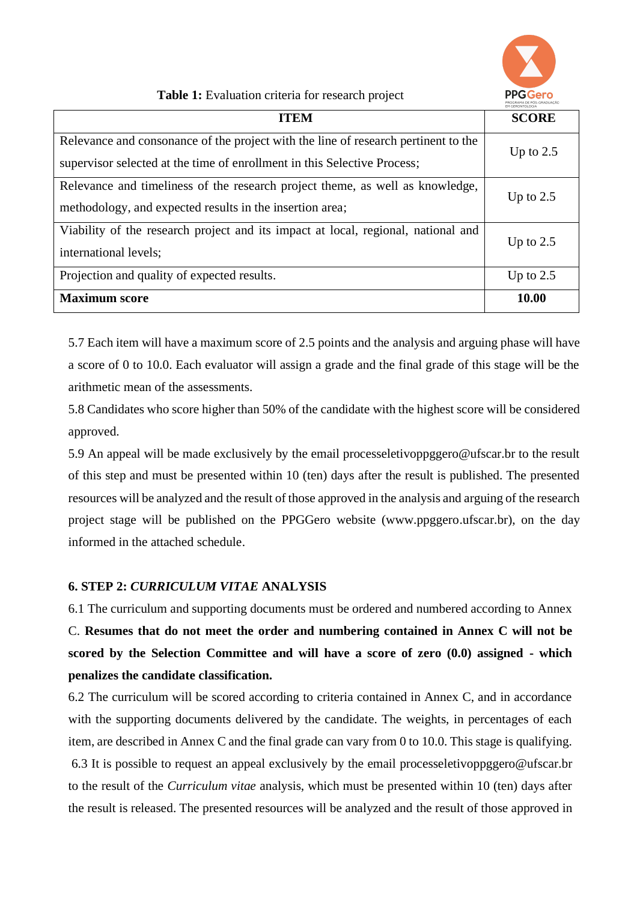**Table 1:** Evaluation criteria for research project

| ITEM | SCORE |
|---|---|
| Relevance and consonance of the project with the line of research pertinent to the supervisor selected at the time of enrollment in this Selective Process; | Up to 2.5 |
| Relevance and timeliness of the research project theme, as well as knowledge, methodology, and expected results in the insertion area; | Up to 2.5 |
| Viability of the research project and its impact at local, regional, national and international levels; | Up to 2.5 |
| Projection and quality of expected results. | Up to 2.5 |
| **Maximum score** | **10.00** |

5.7 Each item will have a maximum score of 2.5 points and the analysis and arguing phase will have a score of 0 to 10.0. Each evaluator will assign a grade and the final grade of this stage will be the arithmetic mean of the assessments.

5.8 Candidates who score higher than 50% of the candidate with the highest score will be considered approved.

5.9 An appeal will be made exclusively by the email processeletivoppggero@ufscar.br to the result of this step and must be presented within 10 (ten) days after the result is published. The presented resources will be analyzed and the result of those approved in the analysis and arguing of the research project stage will be published on the PPGGero website (www.ppggero.ufscar.br), on the day informed in the attached schedule.

**6. STEP 2: *CURRICULUM VITAE* ANALYSIS**

6.1 The curriculum and supporting documents must be ordered and numbered according to Annex C. **Resumes that do not meet the order and numbering contained in Annex C will not be scored by the Selection Committee and will have a score of zero (0.0) assigned - which penalizes the candidate classification.**

6.2 The curriculum will be scored according to criteria contained in Annex C, and in accordance with the supporting documents delivered by the candidate. The weights, in percentages of each item, are described in Annex C and the final grade can vary from 0 to 10.0. This stage is qualifying.

6.3 It is possible to request an appeal exclusively by the email processeletivoppggero@ufscar.br to the result of the *Curriculum vitae* analysis, which must be presented within 10 (ten) days after the result is released. The presented resources will be analyzed and the result of those approved in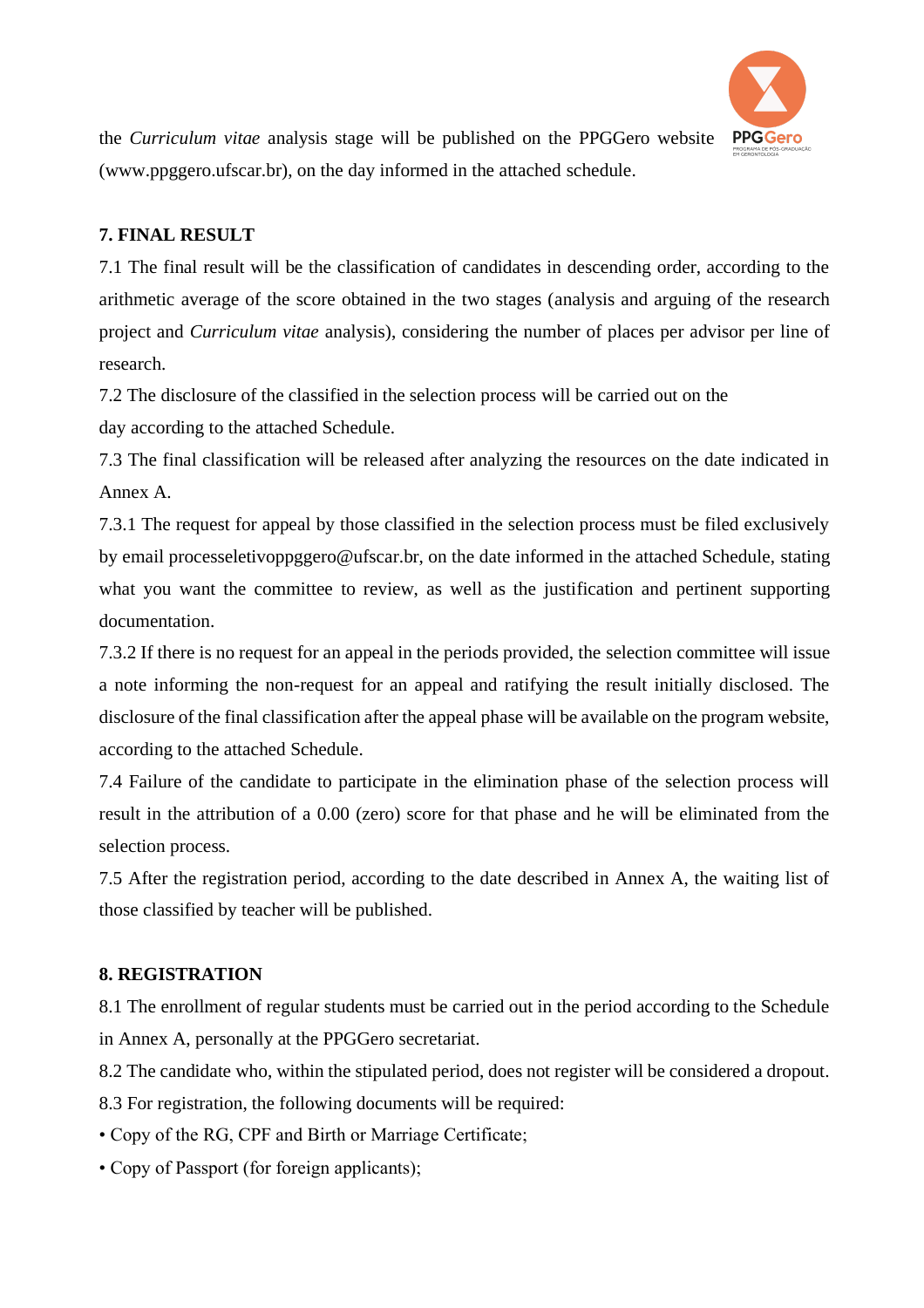the *Curriculum vitae* analysis stage will be published on the PPGGero website (www.ppggero.ufscar.br), on the day informed in the attached schedule.

**7. FINAL RESULT**

7.1 The final result will be the classification of candidates in descending order, according to the arithmetic average of the score obtained in the two stages (analysis and arguing of the research project and *Curriculum vitae* analysis), considering the number of places per advisor per line of research.

7.2 The disclosure of the classified in the selection process will be carried out on the day according to the attached Schedule.

7.3 The final classification will be released after analyzing the resources on the date indicated in Annex A.

7.3.1 The request for appeal by those classified in the selection process must be filed exclusively by email processeletivoppggero@ufscar.br, on the date informed in the attached Schedule, stating what you want the committee to review, as well as the justification and pertinent supporting documentation.

7.3.2 If there is no request for an appeal in the periods provided, the selection committee will issue a note informing the non-request for an appeal and ratifying the result initially disclosed. The disclosure of the final classification after the appeal phase will be available on the program website, according to the attached Schedule.

7.4 Failure of the candidate to participate in the elimination phase of the selection process will result in the attribution of a 0.00 (zero) score for that phase and he will be eliminated from the selection process.

7.5 After the registration period, according to the date described in Annex A, the waiting list of those classified by teacher will be published.

**8. REGISTRATION**

8.1 The enrollment of regular students must be carried out in the period according to the Schedule in Annex A, personally at the PPGGero secretariat.

8.2 The candidate who, within the stipulated period, does not register will be considered a dropout.

8.3 For registration, the following documents will be required:

• Copy of the RG, CPF and Birth or Marriage Certificate;

• Copy of Passport (for foreign applicants);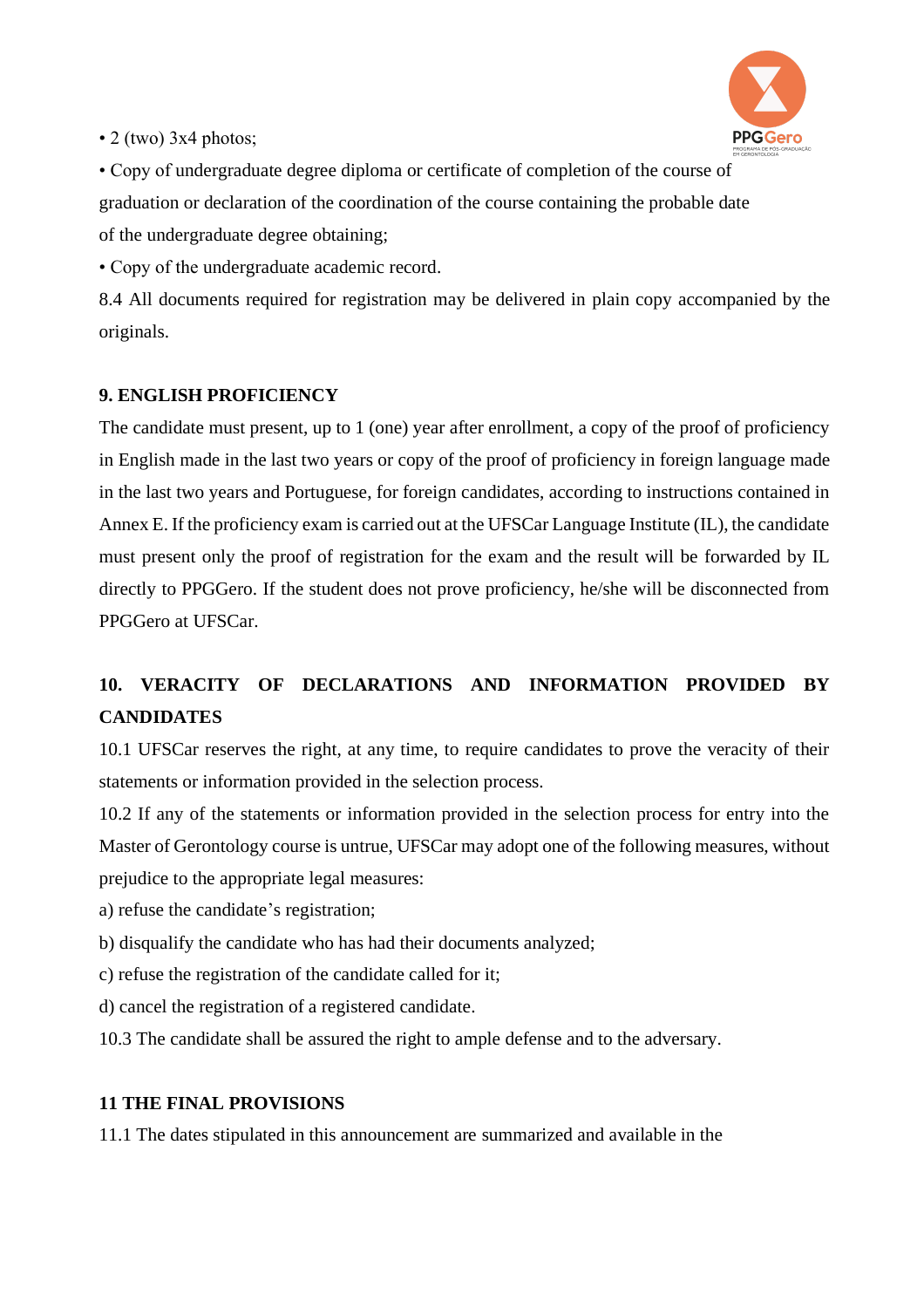• 2 (two) 3x4 photos;

• Copy of undergraduate degree diploma or certificate of completion of the course of graduation or declaration of the coordination of the course containing the probable date of the undergraduate degree obtaining;

• Copy of the undergraduate academic record.

8.4 All documents required for registration may be delivered in plain copy accompanied by the originals.

## 9. ENGLISH PROFICIENCY

The candidate must present, up to 1 (one) year after enrollment, a copy of the proof of proficiency in English made in the last two years or copy of the proof of proficiency in foreign language made in the last two years and Portuguese, for foreign candidates, according to instructions contained in Annex E. If the proficiency exam is carried out at the UFSCar Language Institute (IL), the candidate must present only the proof of registration for the exam and the result will be forwarded by IL directly to PPGGero. If the student does not prove proficiency, he/she will be disconnected from PPGGero at UFSCar.

## 10. VERACITY OF DECLARATIONS AND INFORMATION PROVIDED BY CANDIDATES

10.1 UFSCar reserves the right, at any time, to require candidates to prove the veracity of their statements or information provided in the selection process.

10.2 If any of the statements or information provided in the selection process for entry into the Master of Gerontology course is untrue, UFSCar may adopt one of the following measures, without prejudice to the appropriate legal measures:

a) refuse the candidate's registration;

b) disqualify the candidate who has had their documents analyzed;

c) refuse the registration of the candidate called for it;

d) cancel the registration of a registered candidate.

10.3 The candidate shall be assured the right to ample defense and to the adversary.

## 11 THE FINAL PROVISIONS

11.1 The dates stipulated in this announcement are summarized and available in the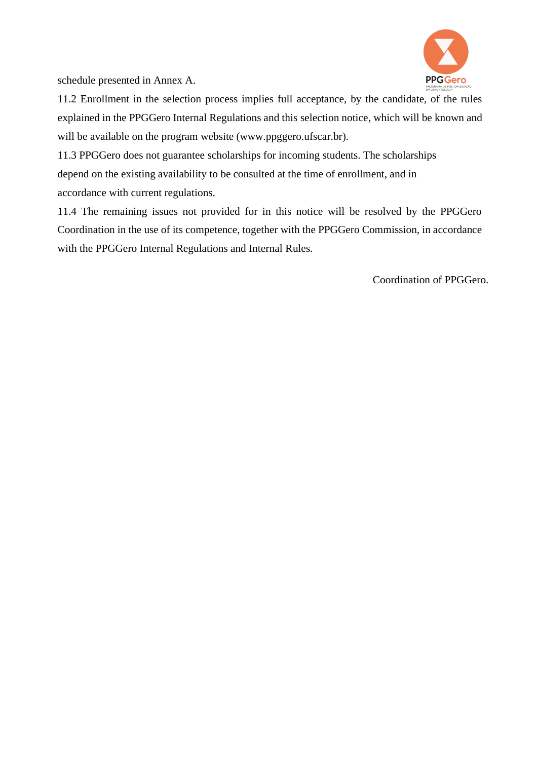schedule presented in Annex A.

11.2 Enrollment in the selection process implies full acceptance, by the candidate, of the rules explained in the PPGGero Internal Regulations and this selection notice, which will be known and will be available on the program website (www.ppggero.ufscar.br).

11.3 PPGGero does not guarantee scholarships for incoming students. The scholarships depend on the existing availability to be consulted at the time of enrollment, and in accordance with current regulations.

11.4 The remaining issues not provided for in this notice will be resolved by the PPGGero Coordination in the use of its competence, together with the PPGGero Commission, in accordance with the PPGGero Internal Regulations and Internal Rules.

Coordination of PPGGero.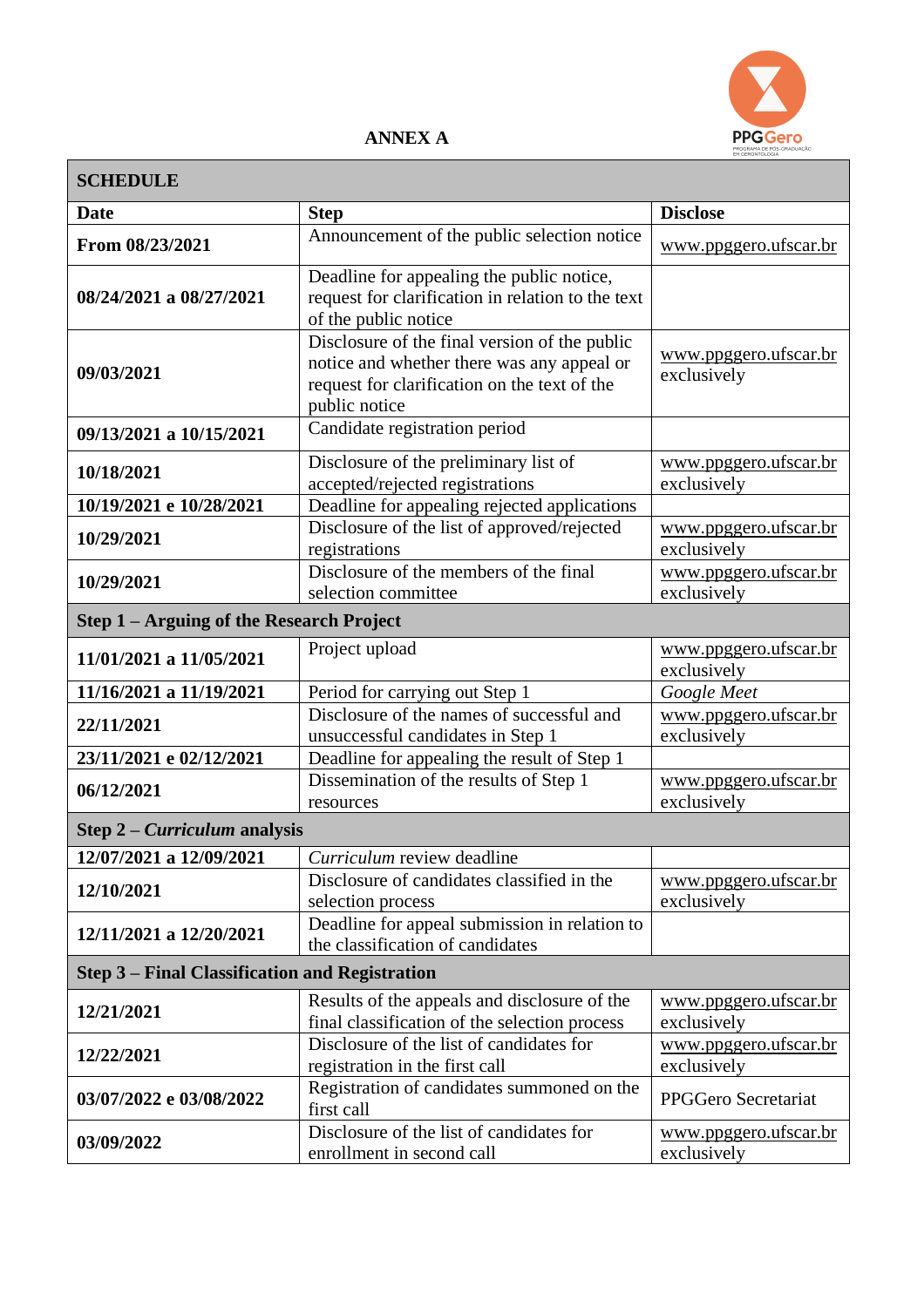## ANNEX A

| **SCHEDULE** | | |
|---|---|---|
| **Date** | **Step** | **Disclose** |
| **From 08/23/2021** | Announcement of the public selection notice | www.ppggero.ufscar.br |
| **08/24/2021 a 08/27/2021** | Deadline for appealing the public notice, request for clarification in relation to the text of the public notice | |
| **09/03/2021** | Disclosure of the final version of the public notice and whether there was any appeal or request for clarification on the text of the public notice | www.ppggero.ufscar.br exclusively |
| **09/13/2021 a 10/15/2021** | Candidate registration period | |
| **10/18/2021** | Disclosure of the preliminary list of accepted/rejected registrations | www.ppggero.ufscar.br exclusively |
| **10/19/2021 e 10/28/2021** | Deadline for appealing rejected applications | |
| **10/29/2021** | Disclosure of the list of approved/rejected registrations | www.ppggero.ufscar.br exclusively |
| **10/29/2021** | Disclosure of the members of the final selection committee | www.ppggero.ufscar.br exclusively |
| **Step 1 – Arguing of the Research Project** | | |
| **11/01/2021 a 11/05/2021** | Project upload | www.ppggero.ufscar.br exclusively |
| **11/16/2021 a 11/19/2021** | Period for carrying out Step 1 | *Google Meet* |
| **22/11/2021** | Disclosure of the names of successful and unsuccessful candidates in Step 1 | www.ppggero.ufscar.br exclusively |
| **23/11/2021 e 02/12/2021** | Deadline for appealing the result of Step 1 | |
| **06/12/2021** | Dissemination of the results of Step 1 resources | www.ppggero.ufscar.br exclusively |
| **Step 2 – *Curriculum* analysis** | | |
| **12/07/2021 a 12/09/2021** | *Curriculum* review deadline | |
| **12/10/2021** | Disclosure of candidates classified in the selection process | www.ppggero.ufscar.br exclusively |
| **12/11/2021 a 12/20/2021** | Deadline for appeal submission in relation to the classification of candidates | |
| **Step 3 – Final Classification and Registration** | | |
| **12/21/2021** | Results of the appeals and disclosure of the final classification of the selection process | www.ppggero.ufscar.br exclusively |
| **12/22/2021** | Disclosure of the list of candidates for registration in the first call | www.ppggero.ufscar.br exclusively |
| **03/07/2022 e 03/08/2022** | Registration of candidates summoned on the first call | PPGGero Secretariat |
| **03/09/2022** | Disclosure of the list of candidates for enrollment in second call | www.ppggero.ufscar.br exclusively |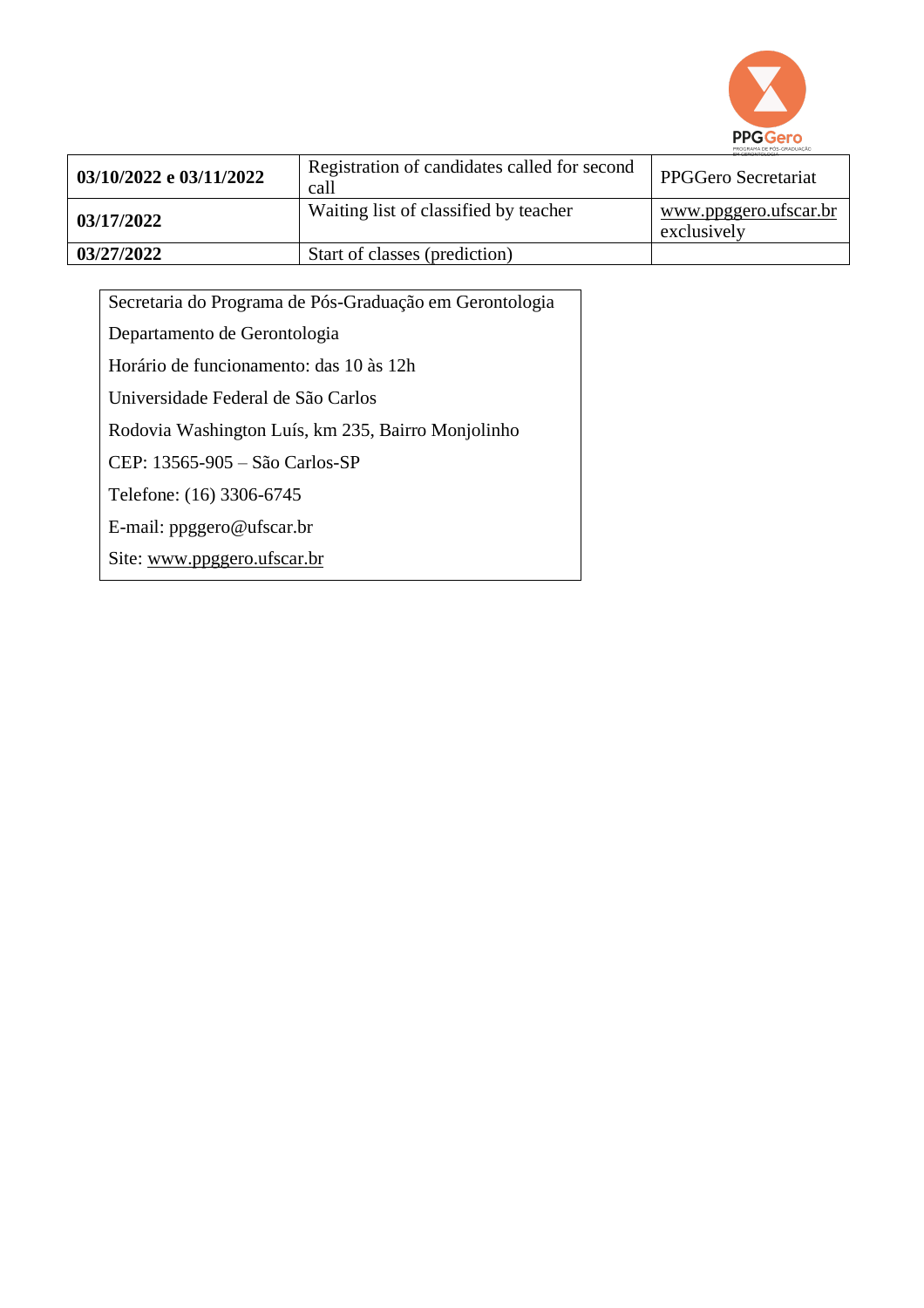| **03/10/2022 e 03/11/2022** | Registration of candidates called for second call | PPGGero Secretariat |
|---|---|---|
| **03/17/2022** | Waiting list of classified by teacher | www.ppggero.ufscar.br exclusively |
| **03/27/2022** | Start of classes (prediction) | |

Secretaria do Programa de Pós-Graduação em Gerontologia

Departamento de Gerontologia

Horário de funcionamento: das 10 às 12h

Universidade Federal de São Carlos

Rodovia Washington Luís, km 235, Bairro Monjolinho

CEP: 13565-905 – São Carlos-SP

Telefone: (16) 3306-6745

E-mail: ppggero@ufscar.br

Site: www.ppggero.ufscar.br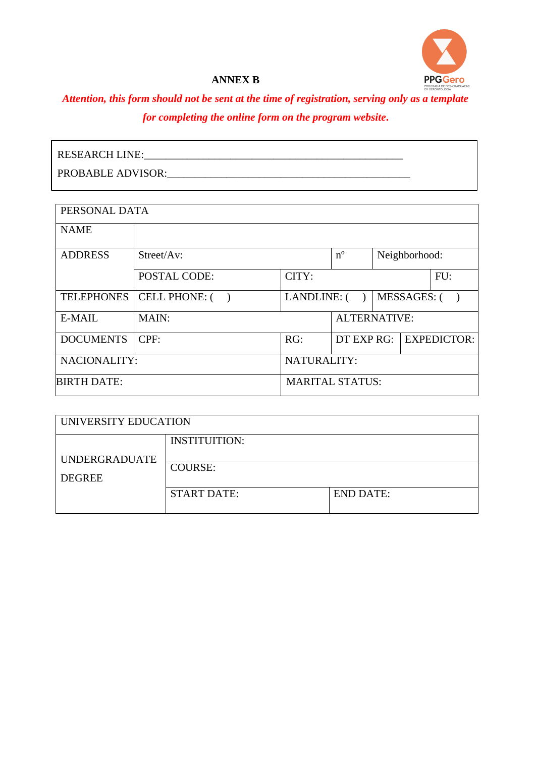**ANNEX B**

***Attention, this form should not be sent at the time of registration, serving only as a template for completing the online form on the program website.***

RESEARCH LINE:_______________________________________________

PROBABLE ADVISOR:___________________________________________

| PERSONAL DATA | | | | | | |
|---|---|---|---|---|---|---|
| NAME | | | | | | |
| ADDRESS | Street/Av: | | nº | Neighborhood: | | |
| | POSTAL CODE: | CITY: | | | | FU: |
| TELEPHONES | CELL PHONE: (    ) | LANDLINE: (    ) | | MESSAGES: (    ) | | |
| E-MAIL | MAIN: | | ALTERNATIVE: | | | |
| DOCUMENTS | CPF: | RG: | DT EXP RG: | | EXPEDICTOR: | |
| NACIONALITY: | | NATURALITY: | | | | |
| BIRTH DATE: | | MARITAL STATUS: | | | | |

| UNIVERSITY EDUCATION | | |
|---|---|---|
| UNDERGRADUATE DEGREE | INSTITUITION: | |
| | COURSE: | |
| | START DATE: | END DATE: |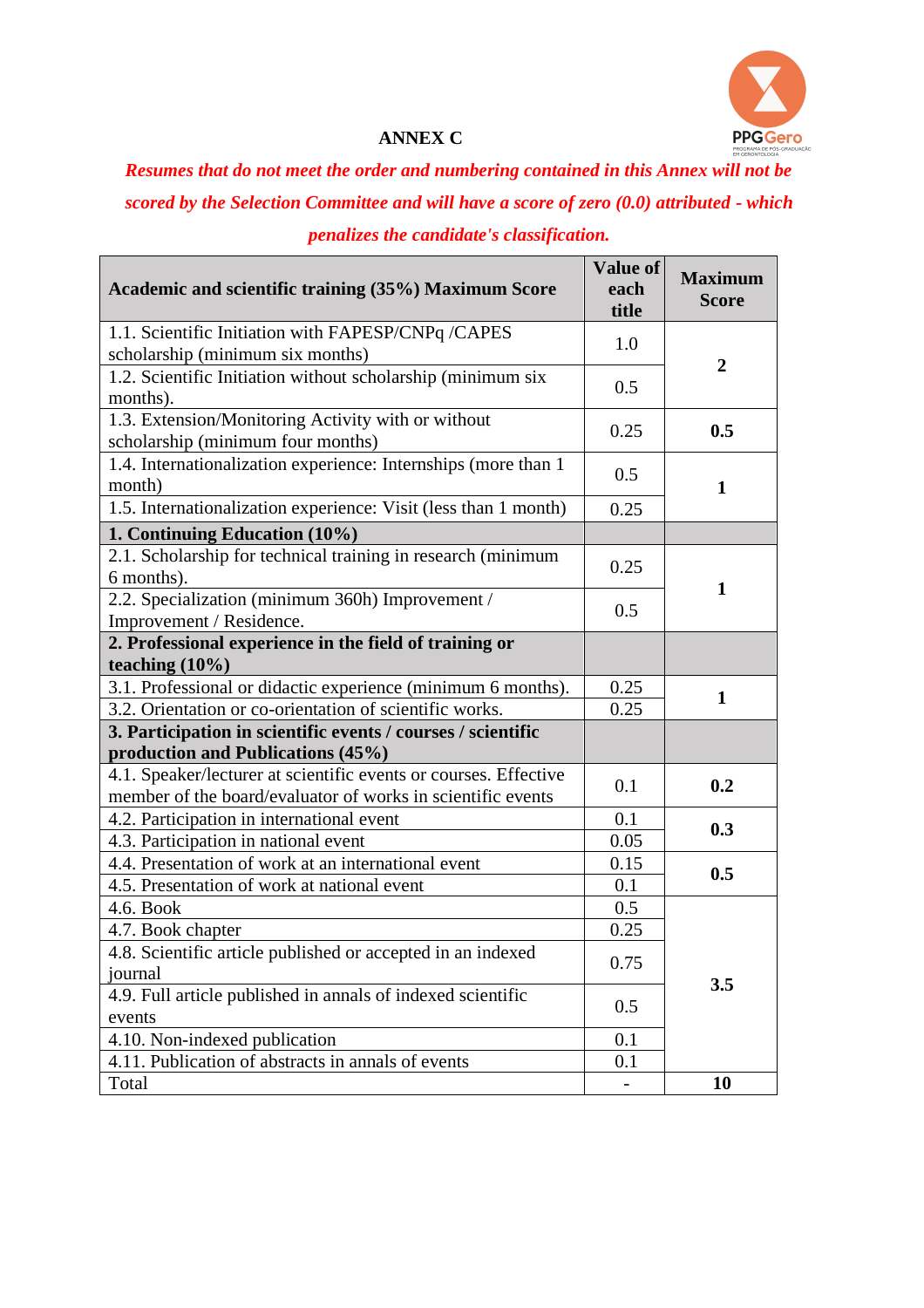**ANNEX C**

***Resumes that do not meet the order and numbering contained in this Annex will not be scored by the Selection Committee and will have a score of zero (0.0) attributed - which penalizes the candidate's classification.***

| Academic and scientific training (35%) Maximum Score | Value of each title | Maximum Score |
|---|---|---|
| 1.1. Scientific Initiation with FAPESP/CNPq /CAPES scholarship (minimum six months) | 1.0 | **2** |
| 1.2. Scientific Initiation without scholarship (minimum six months). | 0.5 | |
| 1.3. Extension/Monitoring Activity with or without scholarship (minimum four months) | 0.25 | **0.5** |
| 1.4. Internationalization experience: Internships (more than 1 month) | 0.5 | **1** |
| 1.5. Internationalization experience: Visit (less than 1 month) | 0.25 | |
| **1. Continuing Education (10%)** | | |
| 2.1. Scholarship for technical training in research (minimum 6 months). | 0.25 | **1** |
| 2.2. Specialization (minimum 360h) Improvement / Improvement / Residence. | 0.5 | |
| **2. Professional experience in the field of training or teaching (10%)** | | |
| 3.1. Professional or didactic experience (minimum 6 months). | 0.25 | **1** |
| 3.2. Orientation or co-orientation of scientific works. | 0.25 | |
| **3. Participation in scientific events / courses / scientific production and Publications (45%)** | | |
| 4.1. Speaker/lecturer at scientific events or courses. Effective member of the board/evaluator of works in scientific events | 0.1 | **0.2** |
| 4.2. Participation in international event | 0.1 | **0.3** |
| 4.3. Participation in national event | 0.05 | |
| 4.4. Presentation of work at an international event | 0.15 | **0.5** |
| 4.5. Presentation of work at national event | 0.1 | |
| 4.6. Book | 0.5 | **3.5** |
| 4.7. Book chapter | 0.25 | |
| 4.8. Scientific article published or accepted in an indexed journal | 0.75 | |
| 4.9. Full article published in annals of indexed scientific events | 0.5 | |
| 4.10. Non-indexed publication | 0.1 | |
| 4.11. Publication of abstracts in annals of events | 0.1 | |
| Total | - | **10** |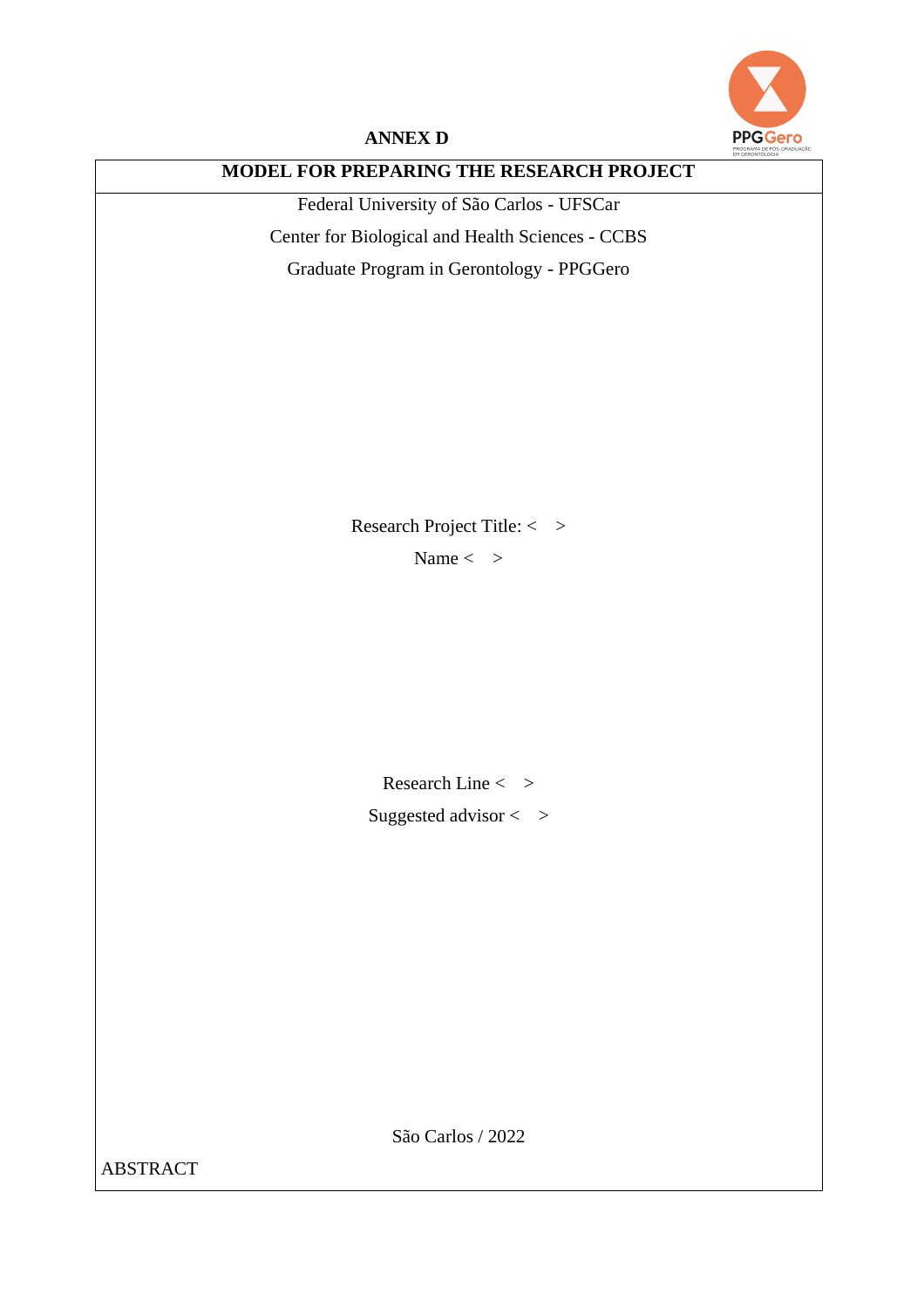**ANNEX D**

**MODEL FOR PREPARING THE RESEARCH PROJECT**

Federal University of São Carlos - UFSCar

Center for Biological and Health Sciences - CCBS

Graduate Program in Gerontology - PPGGero

Research Project Title: < >

Name < >

Research Line < >

Suggested advisor < >

São Carlos / 2022

ABSTRACT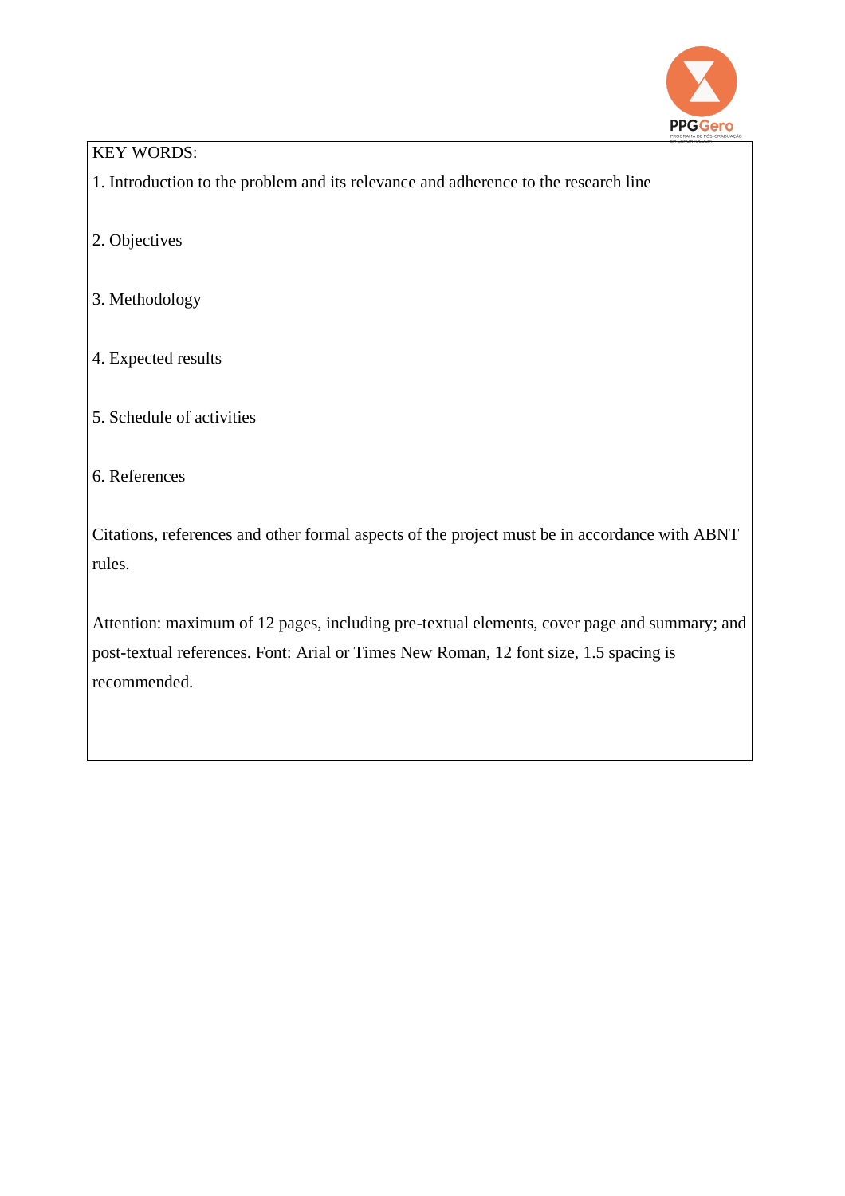KEY WORDS:

1. Introduction to the problem and its relevance and adherence to the research line

2. Objectives

3. Methodology

4. Expected results

5. Schedule of activities

6. References

Citations, references and other formal aspects of the project must be in accordance with ABNT rules.

Attention: maximum of 12 pages, including pre-textual elements, cover page and summary; and post-textual references. Font: Arial or Times New Roman, 12 font size, 1.5 spacing is recommended.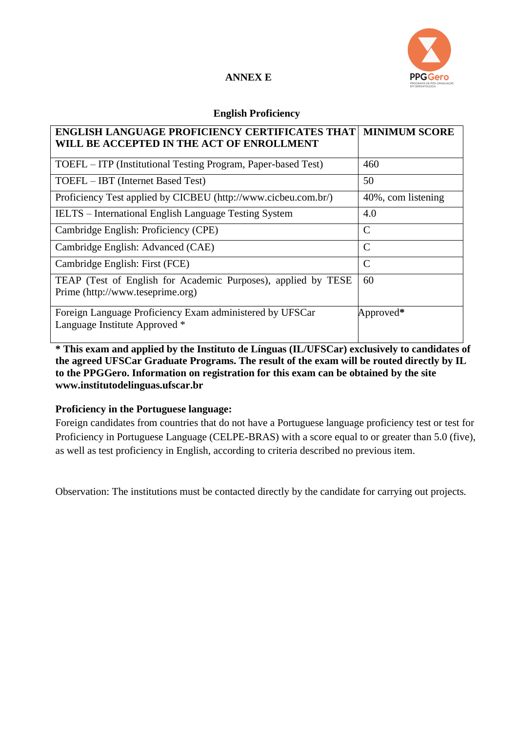## ANNEX E

### English Proficiency

| ENGLISH LANGUAGE PROFICIENCY CERTIFICATES THAT WILL BE ACCEPTED IN THE ACT OF ENROLLMENT | MINIMUM SCORE |
|---|---|
| TOEFL – ITP (Institutional Testing Program, Paper-based Test) | 460 |
| TOEFL – IBT (Internet Based Test) | 50 |
| Proficiency Test applied by CICBEU (http://www.cicbeu.com.br/) | 40%, com listening |
| IELTS – International English Language Testing System | 4.0 |
| Cambridge English: Proficiency (CPE) | C |
| Cambridge English: Advanced (CAE) | C |
| Cambridge English: First (FCE) | C |
| TEAP (Test of English for Academic Purposes), applied by TESE Prime (http://www.teseprime.org) | 60 |
| Foreign Language Proficiency Exam administered by UFSCar Language Institute Approved * | Approved* |

**\* This exam and applied by the Instituto de Línguas (IL/UFSCar) exclusively to candidates of the agreed UFSCar Graduate Programs. The result of the exam will be routed directly by IL to the PPGGero. Information on registration for this exam can be obtained by the site www.institutodelinguas.ufscar.br**

**Proficiency in the Portuguese language:**

Foreign candidates from countries that do not have a Portuguese language proficiency test or test for Proficiency in Portuguese Language (CELPE-BRAS) with a score equal to or greater than 5.0 (five), as well as test proficiency in English, according to criteria described no previous item.

Observation: The institutions must be contacted directly by the candidate for carrying out projects.